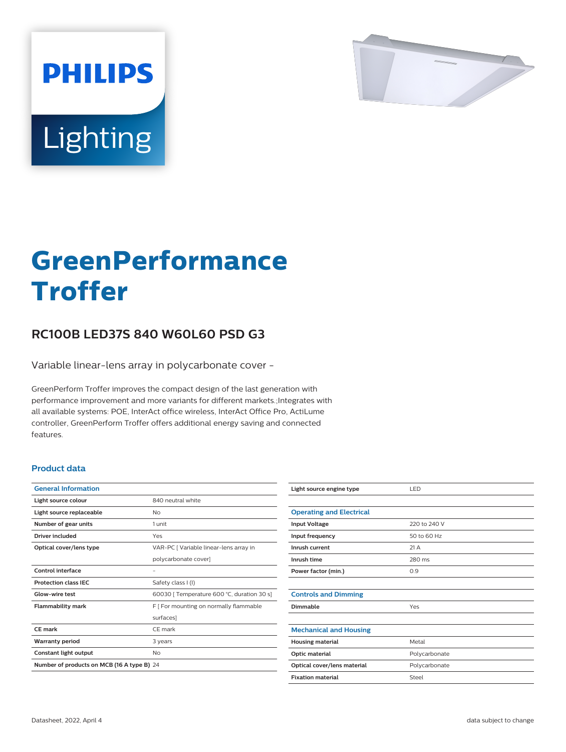# GreenPerformance Troffer

## RC100B LED37S 840 W60L60 PSD G3

Variable linear-lens array in polycarbonate cover -

GreenPerform Troffer improves the compact design of the last generation with performance improvement and more variants for different markets.;Integrates with all available systems: POE, InterAct office wireless, InterAct Office Pro, ActiLume controller, GreenPerform Troffer offers additional energy saving and connected features.

### Product data

| General Information | |
|---|---|
| Light source colour | 840 neutral white |
| Light source replaceable | No |
| Number of gear units | 1 unit |
| Driver included | Yes |
| Optical cover/lens type | VAR-PC [ Variable linear-lens array in polycarbonate cover] |
| Control interface | - |
| Protection class IEC | Safety class I (I) |
| Glow-wire test | 60030 [ Temperature 600 °C, duration 30 s] |
| Flammability mark | F [ For mounting on normally flammable surfaces] |
| CE mark | CE mark |
| Warranty period | 3 years |
| Constant light output | No |
| Number of products on MCB (16 A type B) | 24 |
| Light source engine type | LED |

| Operating and Electrical | |
|---|---|
| Input Voltage | 220 to 240 V |
| Input frequency | 50 to 60 Hz |
| Inrush current | 21 A |
| Inrush time | 280 ms |
| Power factor (min.) | 0.9 |

| Controls and Dimming | |
|---|---|
| Dimmable | Yes |

| Mechanical and Housing | |
|---|---|
| Housing material | Metal |
| Optic material | Polycarbonate |
| Optical cover/lens material | Polycarbonate |
| Fixation material | Steel |

Datasheet, 2022, April 4

data subject to change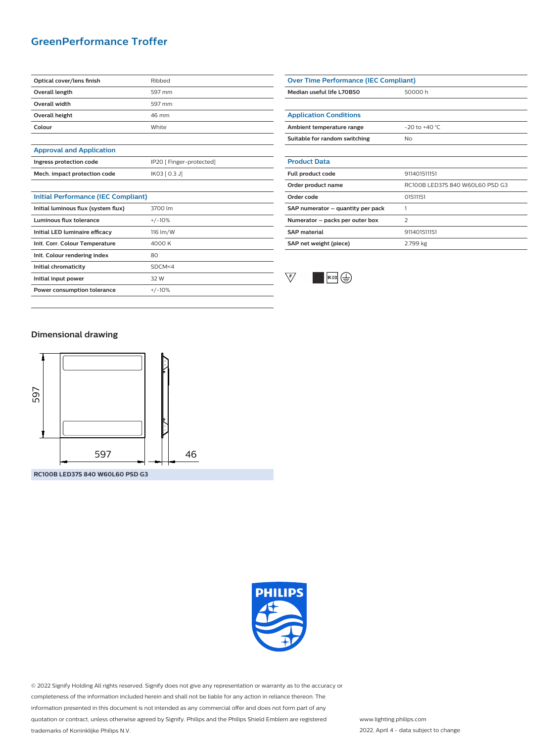## GreenPerformance Troffer

| | |
|---|---|
| Optical cover/lens finish | Ribbed |
| Overall length | 597 mm |
| Overall width | 597 mm |
| Overall height | 46 mm |
| Colour | White |

| Approval and Application | |
|---|---|
| Ingress protection code | IP20 [ Finger-protected] |
| Mech. impact protection code | IK03 [ 0.3 J] |

| Initial Performance (IEC Compliant) | |
|---|---|
| Initial luminous flux (system flux) | 3700 lm |
| Luminous flux tolerance | +/-10% |
| Initial LED luminaire efficacy | 116 lm/W |
| Init. Corr. Colour Temperature | 4000 K |
| Init. Colour rendering index | 80 |
| Initial chromaticity | SDCM<4 |
| Initial input power | 32 W |
| Power consumption tolerance | +/-10% |

| Over Time Performance (IEC Compliant) | |
|---|---|
| Median useful life L70B50 | 50000 h |

| Application Conditions | |
|---|---|
| Ambient temperature range | -20 to +40 °C |
| Suitable for random switching | No |

| Product Data | |
|---|---|
| Full product code | 911401511151 |
| Order product name | RC100B LED37S 840 W60L60 PSD G3 |
| Order code | 01511151 |
| SAP numerator – quantity per pack | 1 |
| Numerator – packs per outer box | 2 |
| SAP material | 911401511151 |
| SAP net weight (piece) | 2.799 kg |

### Dimensional drawing

597

597

46

**RC100B LED37S 840 W60L60 PSD G3**

© 2022 Signify Holding All rights reserved. Signify does not give any representation or warranty as to the accuracy or completeness of the information included herein and shall not be liable for any action in reliance thereon. The information presented in this document is not intended as any commercial offer and does not form part of any quotation or contract, unless otherwise agreed by Signify. Philips and the Philips Shield Emblem are registered trademarks of Koninklijke Philips N.V.

www.lighting.philips.com

2022, April 4 - data subject to change